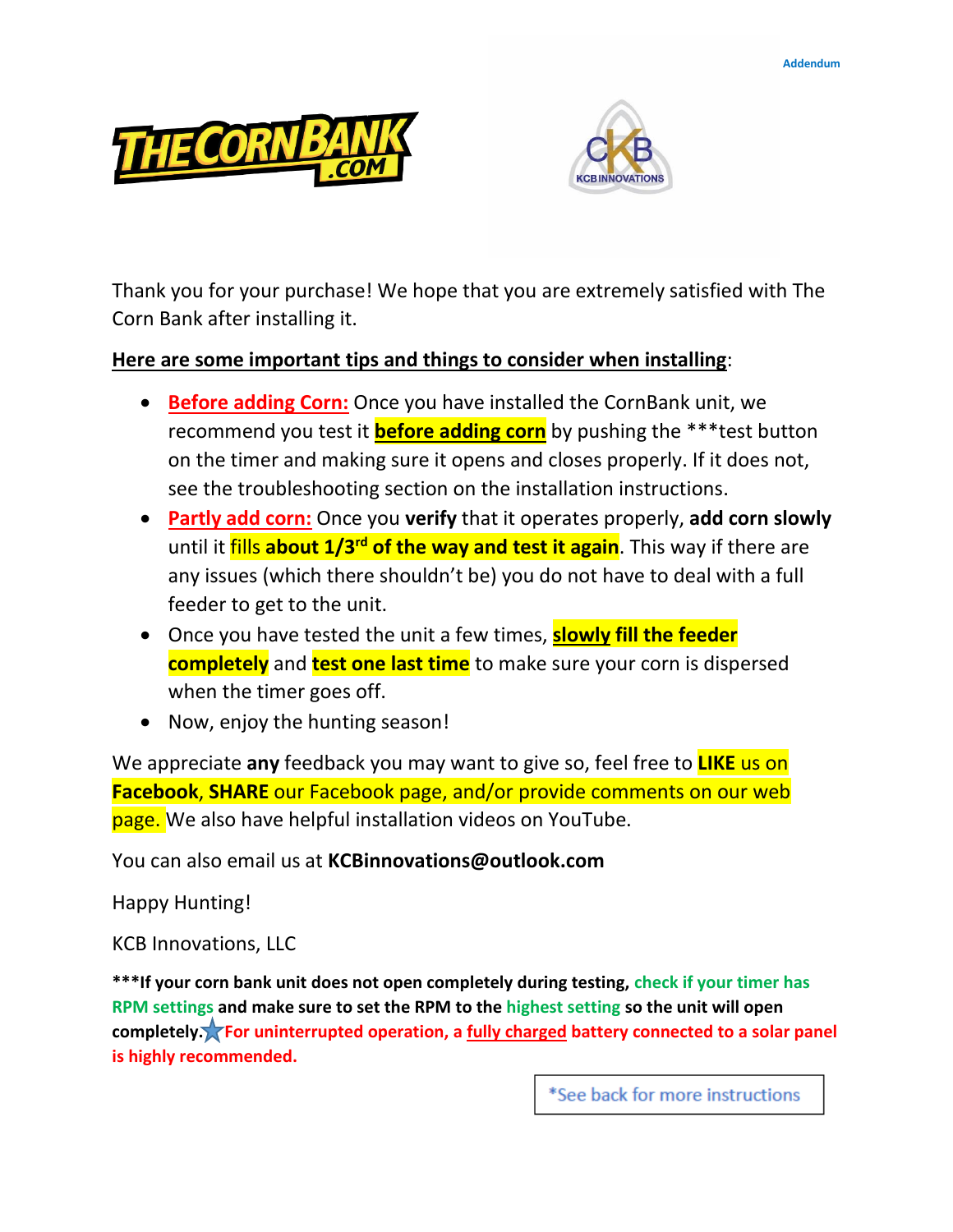Addendum

THE CORN BANK .COM

KCB INNOVATIONS

Thank you for your purchase! We hope that you are extremely satisfied with The Corn Bank after installing it.

**Here are some important tips and things to consider when installing**:

- **Before adding Corn:** Once you have installed the CornBank unit, we recommend you test it **before adding corn** by pushing the ***test button on the timer and making sure it opens and closes properly. If it does not, see the troubleshooting section on the installation instructions.
- **Partly add corn:** Once you **verify** that it operates properly, **add corn slowly** until it fills **about 1/3rd of the way and test it again**. This way if there are any issues (which there shouldn't be) you do not have to deal with a full feeder to get to the unit.
- Once you have tested the unit a few times, **slowly fill the feeder completely** and **test one last time** to make sure your corn is dispersed when the timer goes off.
- Now, enjoy the hunting season!

We appreciate **any** feedback you may want to give so, feel free to **LIKE** us on **Facebook**, **SHARE** our Facebook page, and/or provide comments on our web page. We also have helpful installation videos on YouTube.

You can also email us at **KCBinnovations@outlook.com**

Happy Hunting!

KCB Innovations, LLC

**\*\*\*If your corn bank unit does not open completely during testing, check if your timer has RPM settings and make sure to set the RPM to the highest setting so the unit will open completely.★For uninterrupted operation, a fully charged battery connected to a solar panel is highly recommended.**

*See back for more instructions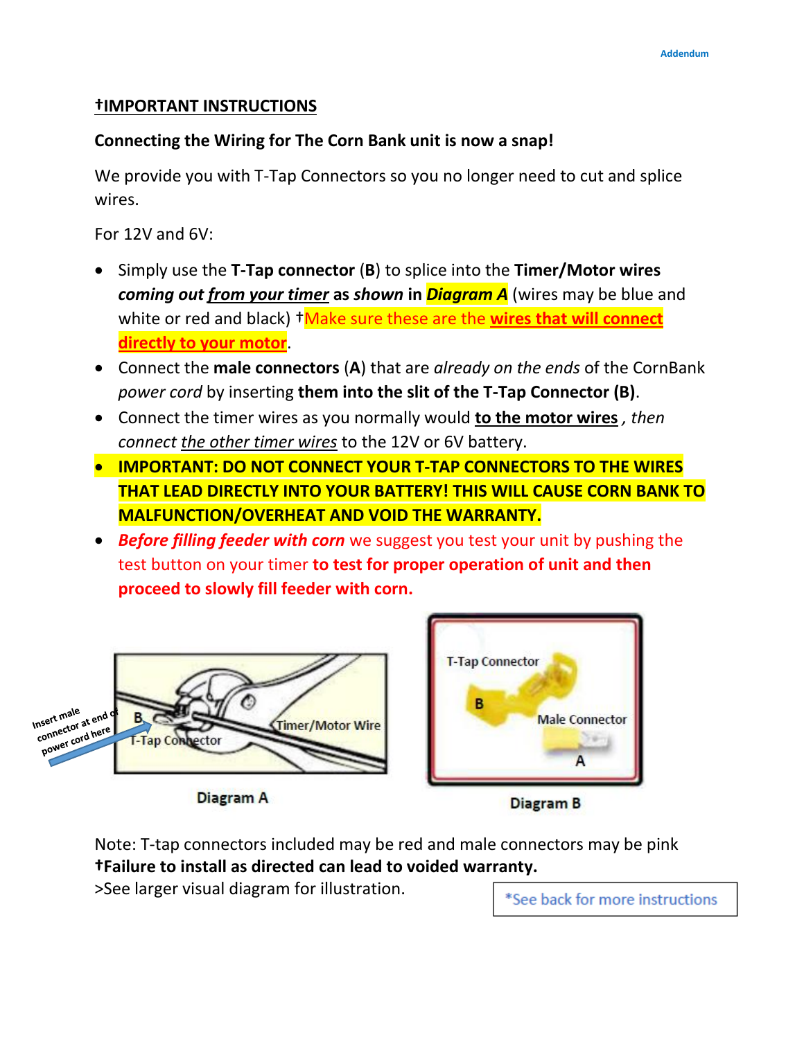Addendum

## †IMPORTANT INSTRUCTIONS

**Connecting the Wiring for The Corn Bank unit is now a snap!**

We provide you with T-Tap Connectors so you no longer need to cut and splice wires.

For 12V and 6V:

- Simply use the **T-Tap connector** (**B**) to splice into the **Timer/Motor wires** ***coming out from your timer*** **as** ***shown*** **in** ***Diagram A*** (wires may be blue and white or red and black) †Make sure these are the **wires that will connect directly to your motor**.
- Connect the **male connectors** (**A**) that are *already on the ends* of the CornBank *power cord* by inserting **them into the slit of the T-Tap Connector (B)**.
- Connect the timer wires as you normally would **to the motor wires** *, then connect the other timer wires* to the 12V or 6V battery.
- **IMPORTANT: DO NOT CONNECT YOUR T-TAP CONNECTORS TO THE WIRES THAT LEAD DIRECTLY INTO YOUR BATTERY! THIS WILL CAUSE CORN BANK TO MALFUNCTION/OVERHEAT AND VOID THE WARRANTY.**
- ***Before filling feeder with corn*** we suggest you test your unit by pushing the test button on your timer **to test for proper operation of unit and then proceed to slowly fill feeder with corn.**

Insert male connector at end of power cord here

B

T-Tap Connector

Timer/Motor Wire

Diagram A

T-Tap Connector

B

Male Connector

A

Diagram B

Note: T-tap connectors included may be red and male connectors may be pink

**†Failure to install as directed can lead to voided warranty.**

>See larger visual diagram for illustration.

*See back for more instructions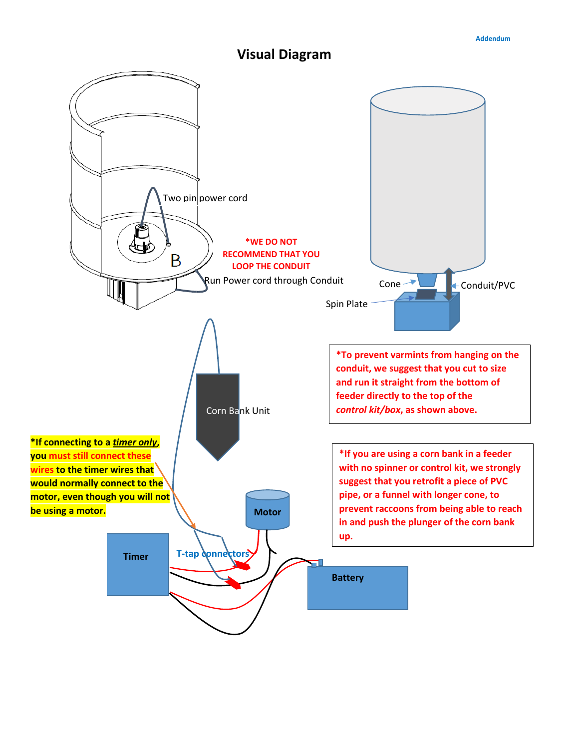Addendum

# Visual Diagram

Two pin power cord

B

*WE DO NOT RECOMMEND THAT YOU LOOP THE CONDUIT

Run Power cord through Conduit

Cone

Conduit/PVC

Spin Plate

*To prevent varmints from hanging on the conduit, we suggest that you cut to size and run it straight from the bottom of feeder directly to the top of the *control kit/box*, as shown above.

Corn Bank Unit

***If connecting to a *timer only*, you must still connect these wires to the timer wires that would normally connect to the motor, even though you will not be using a motor.**

*If you are using a corn bank in a feeder with no spinner or control kit, we strongly suggest that you retrofit a piece of PVC pipe, or a funnel with longer cone, to prevent raccoons from being able to reach in and push the plunger of the corn bank up.

Motor

Timer

T-tap connectors

Battery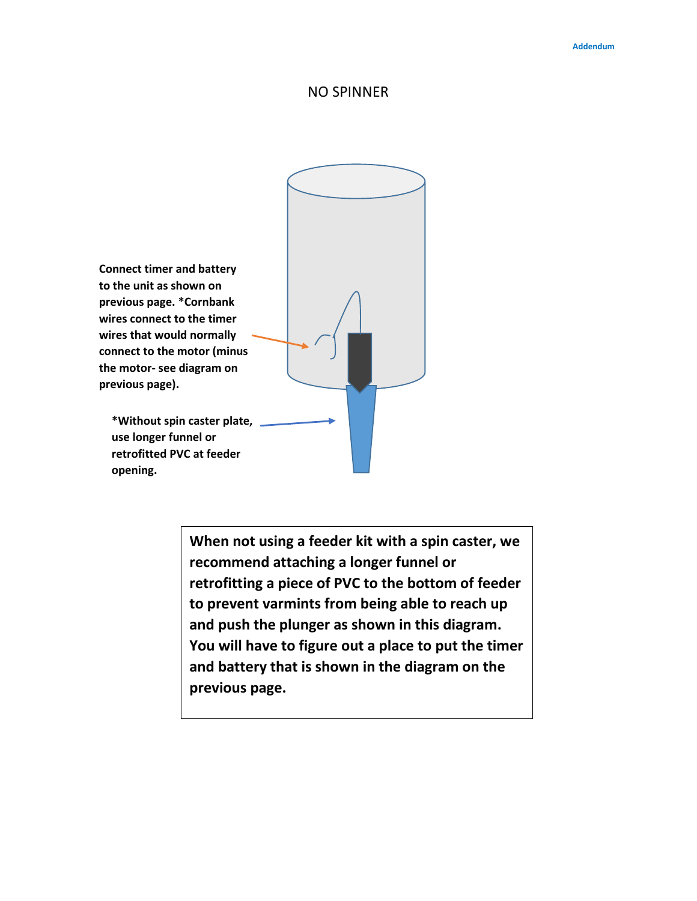# NO SPINNER

Connect timer and battery to the unit as shown on previous page. *Cornbank wires connect to the timer wires that would normally connect to the motor (minus the motor- see diagram on previous page).

*Without spin caster plate, use longer funnel or retrofitted PVC at feeder opening.

**When not using a feeder kit with a spin caster, we recommend attaching a longer funnel or retrofitting a piece of PVC to the bottom of feeder to prevent varmints from being able to reach up and push the plunger as shown in this diagram. You will have to figure out a place to put the timer and battery that is shown in the diagram on the previous page.**